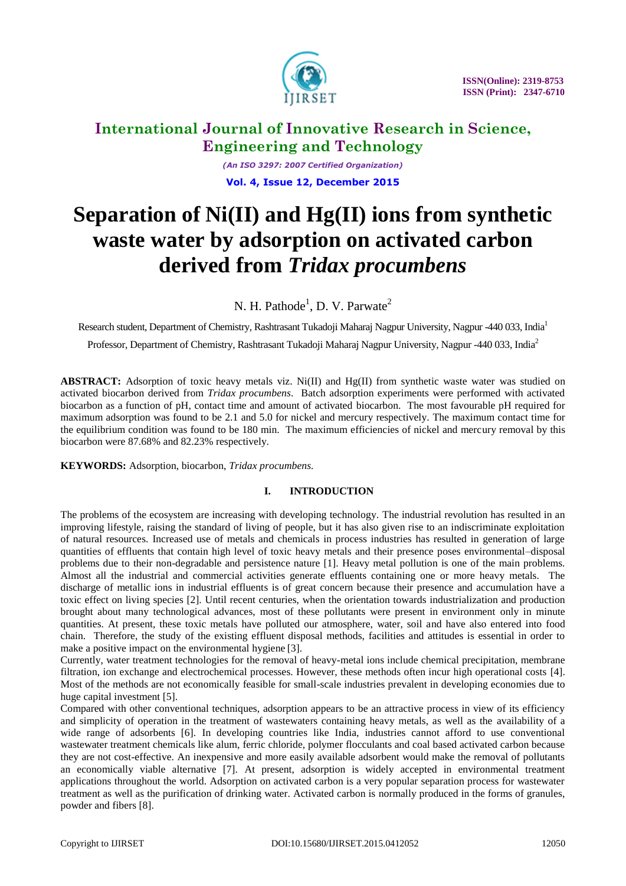# Separation of Ni(II) and Hg(II) ions from synthetic waste water by adsorption on activated carbon derived from *Tridax procumbens*

N. H. Pathode[1], D. V. Parwate[2]

Research student, Department of Chemistry, Rashtrasant Tukadoji Maharaj Nagpur University, Nagpur -440 033, India[1]

Professor, Department of Chemistry, Rashtrasant Tukadoji Maharaj Nagpur University, Nagpur -440 033, India[2]

**ABSTRACT:** Adsorption of toxic heavy metals viz. Ni(II) and Hg(II) from synthetic waste water was studied on activated biocarbon derived from *Tridax procumbens*. Batch adsorption experiments were performed with activated biocarbon as a function of pH, contact time and amount of activated biocarbon. The most favourable pH required for maximum adsorption was found to be 2.1 and 5.0 for nickel and mercury respectively. The maximum contact time for the equilibrium condition was found to be 180 min. The maximum efficiencies of nickel and mercury removal by this biocarbon were 87.68% and 82.23% respectively.

**KEYWORDS:** Adsorption, biocarbon, *Tridax procumbens.*

## I. INTRODUCTION

The problems of the ecosystem are increasing with developing technology. The industrial revolution has resulted in an improving lifestyle, raising the standard of living of people, but it has also given rise to an indiscriminate exploitation of natural resources. Increased use of metals and chemicals in process industries has resulted in generation of large quantities of effluents that contain high level of toxic heavy metals and their presence poses environmental–disposal problems due to their non-degradable and persistence nature [1]. Heavy metal pollution is one of the main problems. Almost all the industrial and commercial activities generate effluents containing one or more heavy metals. The discharge of metallic ions in industrial effluents is of great concern because their presence and accumulation have a toxic effect on living species [2]. Until recent centuries, when the orientation towards industrialization and production brought about many technological advances, most of these pollutants were present in environment only in minute quantities. At present, these toxic metals have polluted our atmosphere, water, soil and have also entered into food chain. Therefore, the study of the existing effluent disposal methods, facilities and attitudes is essential in order to make a positive impact on the environmental hygiene [3].

Currently, water treatment technologies for the removal of heavy-metal ions include chemical precipitation, membrane filtration, ion exchange and electrochemical processes. However, these methods often incur high operational costs [4]. Most of the methods are not economically feasible for small-scale industries prevalent in developing economies due to huge capital investment [5].

Compared with other conventional techniques, adsorption appears to be an attractive process in view of its efficiency and simplicity of operation in the treatment of wastewaters containing heavy metals, as well as the availability of a wide range of adsorbents [6]. In developing countries like India, industries cannot afford to use conventional wastewater treatment chemicals like alum, ferric chloride, polymer flocculants and coal based activated carbon because they are not cost-effective. An inexpensive and more easily available adsorbent would make the removal of pollutants an economically viable alternative [7]. At present, adsorption is widely accepted in environmental treatment applications throughout the world. Adsorption on activated carbon is a very popular separation process for wastewater treatment as well as the purification of drinking water. Activated carbon is normally produced in the forms of granules, powder and fibers [8].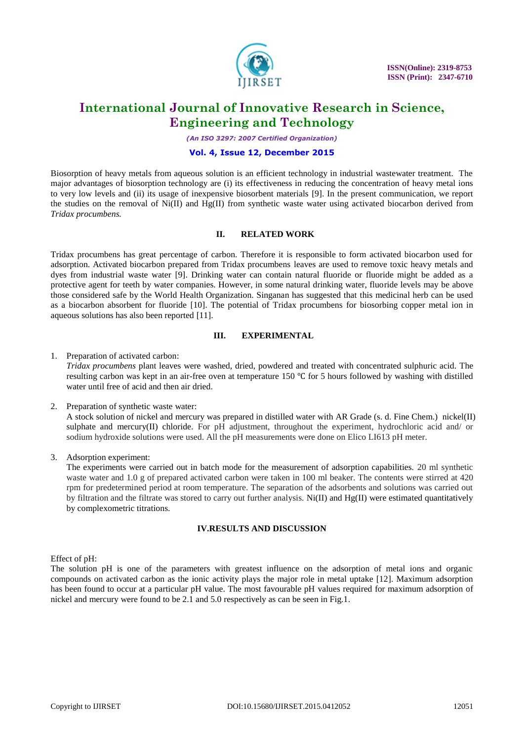Biosorption of heavy metals from aqueous solution is an efficient technology in industrial wastewater treatment. The major advantages of biosorption technology are (i) its effectiveness in reducing the concentration of heavy metal ions to very low levels and (ii) its usage of inexpensive biosorbent materials [9]. In the present communication, we report the studies on the removal of Ni(II) and Hg(II) from synthetic waste water using activated biocarbon derived from *Tridax procumbens.*

## II. RELATED WORK

Tridax procumbens has great percentage of carbon. Therefore it is responsible to form activated biocarbon used for adsorption. Activated biocarbon prepared from Tridax procumbens leaves are used to remove toxic heavy metals and dyes from industrial waste water [9]. Drinking water can contain natural fluoride or fluoride might be added as a protective agent for teeth by water companies. However, in some natural drinking water, fluoride levels may be above those considered safe by the World Health Organization. Singanan has suggested that this medicinal herb can be used as a biocarbon absorbent for fluoride [10]. The potential of Tridax procumbens for biosorbing copper metal ion in aqueous solutions has also been reported [11].

## III. EXPERIMENTAL

1. Preparation of activated carbon:
   *Tridax procumbens* plant leaves were washed, dried, powdered and treated with concentrated sulphuric acid. The resulting carbon was kept in an air-free oven at temperature 150 ℃ for 5 hours followed by washing with distilled water until free of acid and then air dried.

2. Preparation of synthetic waste water:
   A stock solution of nickel and mercury was prepared in distilled water with AR Grade (s. d. Fine Chem.) nickel(II) sulphate and mercury(II) chloride. For pH adjustment, throughout the experiment, hydrochloric acid and/ or sodium hydroxide solutions were used. All the pH measurements were done on Elico LI613 pH meter.

3. Adsorption experiment:
   The experiments were carried out in batch mode for the measurement of adsorption capabilities. 20 ml synthetic waste water and 1.0 g of prepared activated carbon were taken in 100 ml beaker. The contents were stirred at 420 rpm for predetermined period at room temperature. The separation of the adsorbents and solutions was carried out by filtration and the filtrate was stored to carry out further analysis. Ni(II) and Hg(II) were estimated quantitatively by complexometric titrations.

## IV. RESULTS AND DISCUSSION

Effect of pH:

The solution pH is one of the parameters with greatest influence on the adsorption of metal ions and organic compounds on activated carbon as the ionic activity plays the major role in metal uptake [12]. Maximum adsorption has been found to occur at a particular pH value. The most favourable pH values required for maximum adsorption of nickel and mercury were found to be 2.1 and 5.0 respectively as can be seen in Fig.1.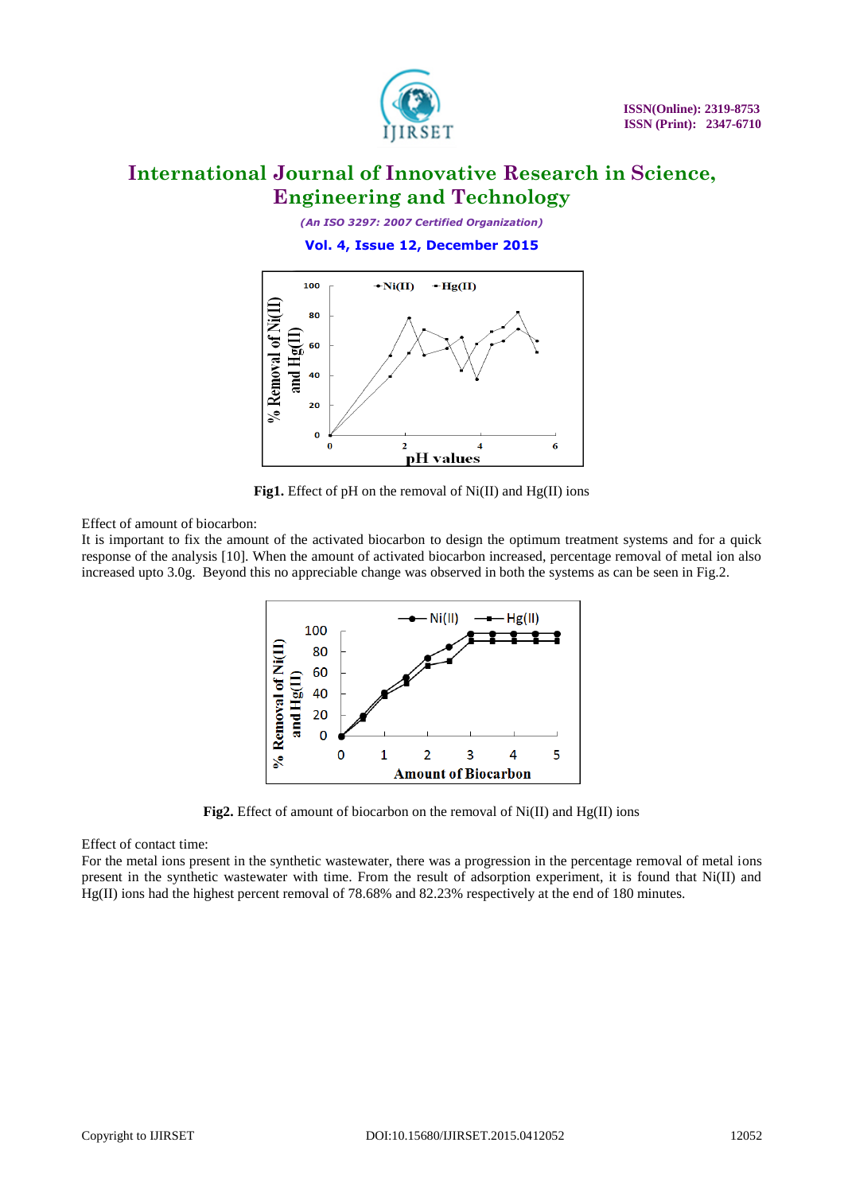**Fig1.** Effect of pH on the removal of Ni(II) and Hg(II) ions

Effect of amount of biocarbon:

It is important to fix the amount of the activated biocarbon to design the optimum treatment systems and for a quick response of the analysis [10]. When the amount of activated biocarbon increased, percentage removal of metal ion also increased upto 3.0g. Beyond this no appreciable change was observed in both the systems as can be seen in Fig.2.

**Fig2.** Effect of amount of biocarbon on the removal of Ni(II) and Hg(II) ions

Effect of contact time:

For the metal ions present in the synthetic wastewater, there was a progression in the percentage removal of metal ions present in the synthetic wastewater with time. From the result of adsorption experiment, it is found that Ni(II) and Hg(II) ions had the highest percent removal of 78.68% and 82.23% respectively at the end of 180 minutes.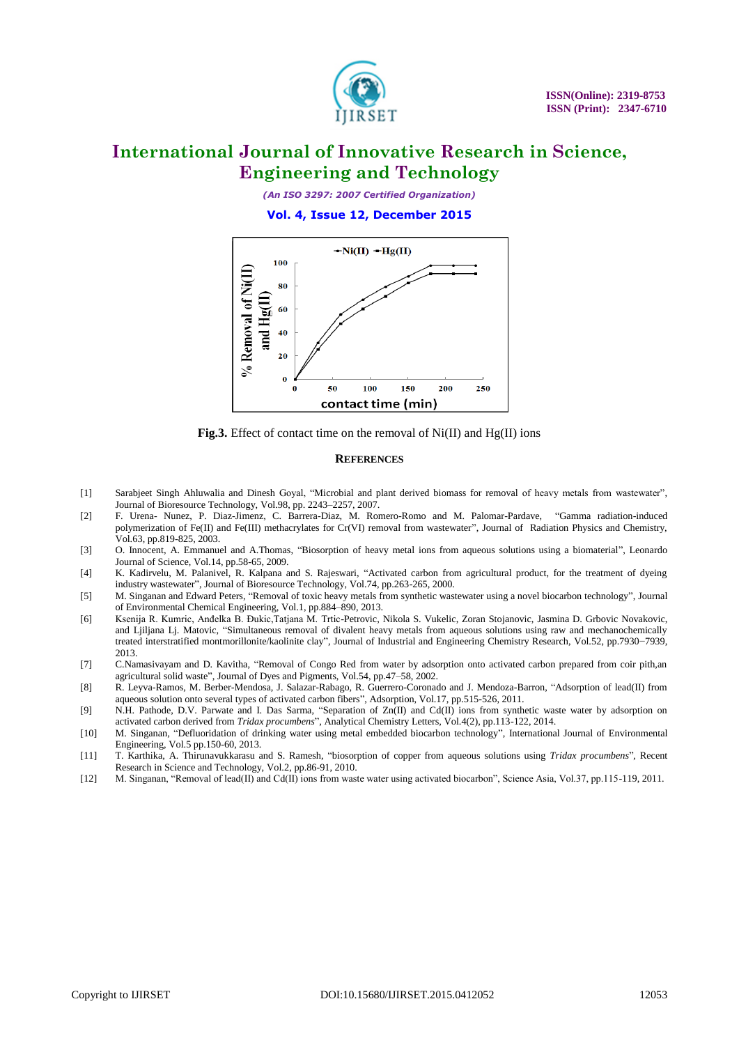−•−Ni(II) −■−Hg(II)

% Removal of Ni(II) and Hg(II)

100
80
60
40
20
0

0 50 100 150 200 250

contact time (min)

**Fig.3.** Effect of contact time on the removal of Ni(II) and Hg(II) ions

## REFERENCES

[1] Sarabjeet Singh Ahluwalia and Dinesh Goyal, "Microbial and plant derived biomass for removal of heavy metals from wastewater", Journal of Bioresource Technology, Vol.98, pp. 2243–2257, 2007.

[2] F. Urena- Nunez, P. Diaz-Jimenz, C. Barrera-Diaz, M. Romero-Romo and M. Palomar-Pardave, "Gamma radiation-induced polymerization of Fe(II) and Fe(III) methacrylates for Cr(VI) removal from wastewater", Journal of Radiation Physics and Chemistry, Vol.63, pp.819-825, 2003.

[3] O. Innocent, A. Emmanuel and A.Thomas, "Biosorption of heavy metal ions from aqueous solutions using a biomaterial", Leonardo Journal of Science, Vol.14, pp.58-65, 2009.

[4] K. Kadirvelu, M. Palanivel, R. Kalpana and S. Rajeswari, "Activated carbon from agricultural product, for the treatment of dyeing industry wastewater", Journal of Bioresource Technology, Vol.74, pp.263-265, 2000.

[5] M. Singanan and Edward Peters, "Removal of toxic heavy metals from synthetic wastewater using a novel biocarbon technology", Journal of Environmental Chemical Engineering, Vol.1, pp.884–890, 2013.

[6] Ksenija R. Kumric, Anđelka B. Đukic,Tatjana M. Trtic-Petrovic, Nikola S. Vukelic, Zoran Stojanovic, Jasmina D. Grbovic Novakovic, and Ljiljana Lj. Matovic, "Simultaneous removal of divalent heavy metals from aqueous solutions using raw and mechanochemically treated interstratified montmorillonite/kaolinite clay", Journal of Industrial and Engineering Chemistry Research, Vol.52, pp.7930−7939, 2013.

[7] C.Namasivayam and D. Kavitha, "Removal of Congo Red from water by adsorption onto activated carbon prepared from coir pith,an agricultural solid waste", Journal of Dyes and Pigments, Vol.54, pp.47–58, 2002.

[8] R. Leyva-Ramos, M. Berber-Mendosa, J. Salazar-Rabago, R. Guerrero-Coronado and J. Mendoza-Barron, "Adsorption of lead(II) from aqueous solution onto several types of activated carbon fibers", Adsorption, Vol.17, pp.515-526, 2011.

[9] N.H. Pathode, D.V. Parwate and I. Das Sarma, "Separation of Zn(II) and Cd(II) ions from synthetic waste water by adsorption on activated carbon derived from *Tridax procumbens*", Analytical Chemistry Letters, Vol.4(2), pp.113-122, 2014.

[10] M. Singanan, "Defluoridation of drinking water using metal embedded biocarbon technology", International Journal of Environmental Engineering, Vol.5 pp.150-60, 2013.

[11] T. Karthika, A. Thirunavukkarasu and S. Ramesh, "biosorption of copper from aqueous solutions using *Tridax procumbens*", Recent Research in Science and Technology, Vol.2, pp.86-91, 2010.

[12] M. Singanan, "Removal of lead(II) and Cd(II) ions from waste water using activated biocarbon", Science Asia, Vol.37, pp.115-119, 2011.